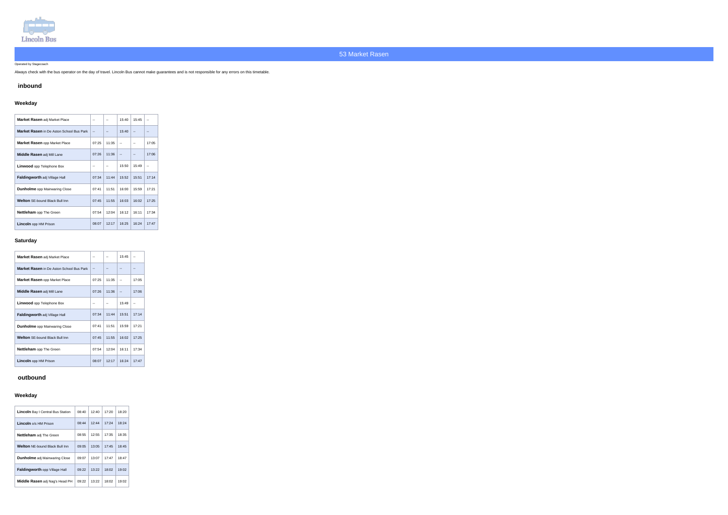Lincoln Bus

# 53 Market Rasen

Operated by Stagecoach

Always check with the bus operator on the day of travel. Lincoln Bus cannot make guarantees and is not responsible for any errors on this timetable.

## inbound

### Weekday

| | | | | | |
|---|---|---|---|---|---|
| **Market Rasen** adj Market Place | -- | -- | 15:40 | 15:45 | -- |
| **Market Rasen** in De Aston School Bus Park | -- | -- | 15:40 | -- | -- |
| **Market Rasen** opp Market Place | 07:25 | 11:35 | -- | -- | 17:05 |
| **Middle Rasen** adj Mill Lane | 07:26 | 11:36 | -- | -- | 17:06 |
| **Linwood** opp Telephone Box | -- | -- | 15:50 | 15:49 | -- |
| **Faldingworth** adj Village Hall | 07:34 | 11:44 | 15:52 | 15:51 | 17:14 |
| **Dunholme** opp Mainwaring Close | 07:41 | 11:51 | 16:00 | 15:59 | 17:21 |
| **Welton** SE-bound Black Bull Inn | 07:45 | 11:55 | 16:03 | 16:02 | 17:25 |
| **Nettleham** opp The Green | 07:54 | 12:04 | 16:12 | 16:11 | 17:34 |
| **Lincoln** opp HM Prison | 08:07 | 12:17 | 16:25 | 16:24 | 17:47 |

### Saturday

| | | | | |
|---|---|---|---|---|
| **Market Rasen** adj Market Place | -- | -- | 15:45 | -- |
| **Market Rasen** in De Aston School Bus Park | -- | -- | -- | -- |
| **Market Rasen** opp Market Place | 07:25 | 11:35 | -- | 17:05 |
| **Middle Rasen** adj Mill Lane | 07:26 | 11:36 | -- | 17:06 |
| **Linwood** opp Telephone Box | -- | -- | 15:49 | -- |
| **Faldingworth** adj Village Hall | 07:34 | 11:44 | 15:51 | 17:14 |
| **Dunholme** opp Mainwaring Close | 07:41 | 11:51 | 15:59 | 17:21 |
| **Welton** SE-bound Black Bull Inn | 07:45 | 11:55 | 16:02 | 17:25 |
| **Nettleham** opp The Green | 07:54 | 12:04 | 16:11 | 17:34 |
| **Lincoln** opp HM Prison | 08:07 | 12:17 | 16:24 | 17:47 |

## outbound

### Weekday

| | | | | |
|---|---|---|---|---|
| **Lincoln** Bay I Central Bus Station | 08:40 | 12:40 | 17:20 | 18:20 |
| **Lincoln** o/s HM Prison | 08:44 | 12:44 | 17:24 | 18:24 |
| **Nettleham** adj The Green | 08:55 | 12:55 | 17:35 | 18:35 |
| **Welton** NE-bound Black Bull Inn | 09:05 | 13:05 | 17:45 | 18:45 |
| **Dunholme** adj Mainwaring Close | 09:07 | 13:07 | 17:47 | 18:47 |
| **Faldingworth** opp Village Hall | 09:22 | 13:22 | 18:02 | 19:02 |
| **Middle Rasen** adj Nag's Head PH | 09:22 | 13:22 | 18:02 | 19:02 |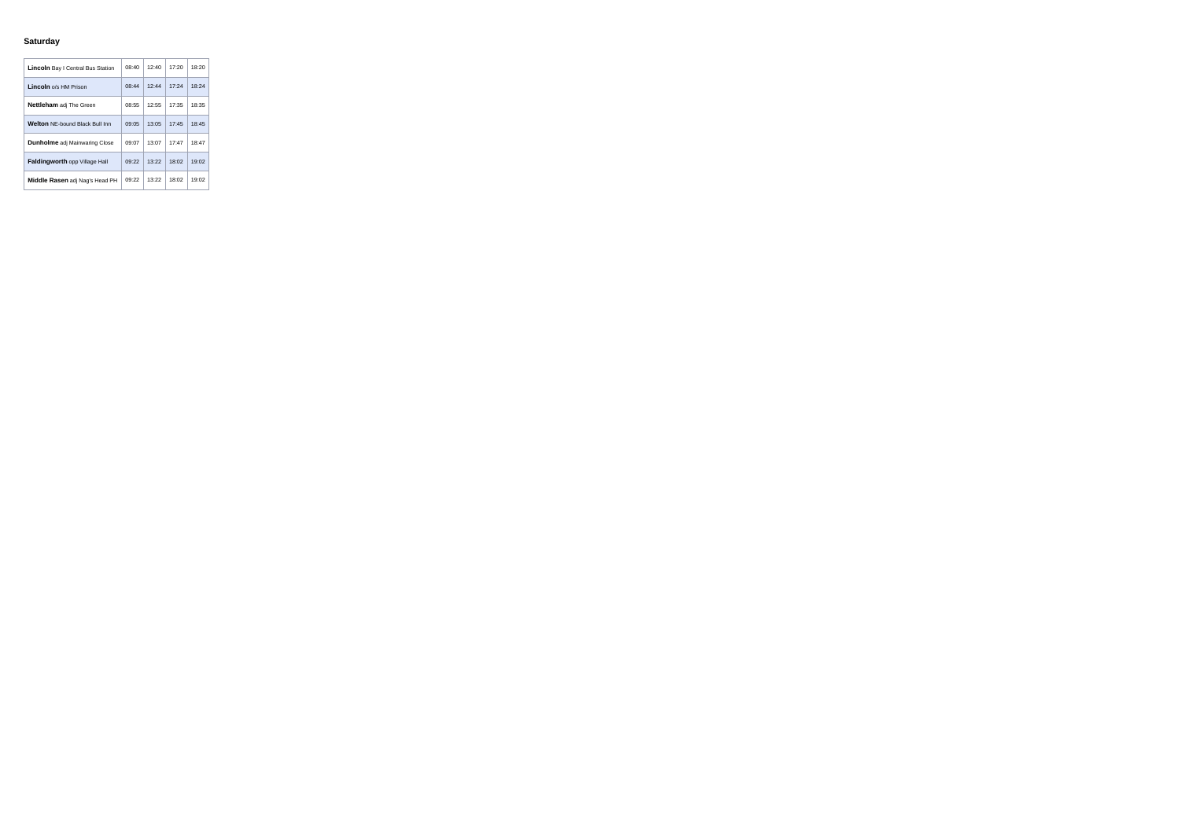### Saturday

| | | | | |
|---|---|---|---|---|
| **Lincoln** Bay I Central Bus Station | 08:40 | 12:40 | 17:20 | 18:20 |
| **Lincoln** o/s HM Prison | 08:44 | 12:44 | 17:24 | 18:24 |
| **Nettleham** adj The Green | 08:55 | 12:55 | 17:35 | 18:35 |
| **Welton** NE-bound Black Bull Inn | 09:05 | 13:05 | 17:45 | 18:45 |
| **Dunholme** adj Mainwaring Close | 09:07 | 13:07 | 17:47 | 18:47 |
| **Faldingworth** opp Village Hall | 09:22 | 13:22 | 18:02 | 19:02 |
| **Middle Rasen** adj Nag's Head PH | 09:22 | 13:22 | 18:02 | 19:02 |